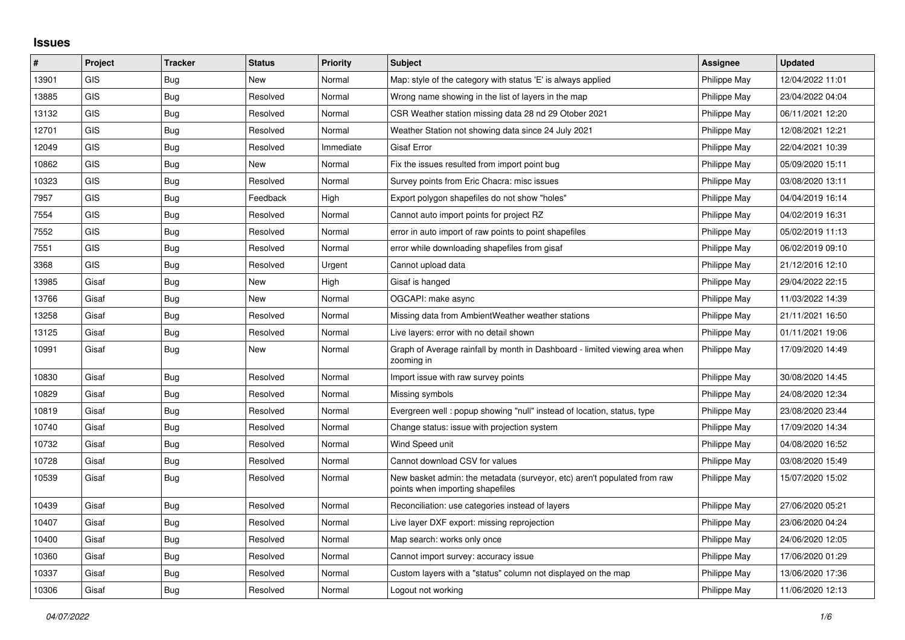## Issues

| # | Project | Tracker | Status | Priority | Subject | Assignee | Updated |
|---|---|---|---|---|---|---|---|
| 13901 | GIS | Bug | New | Normal | Map: style of the category with status 'E' is always applied | Philippe May | 12/04/2022 11:01 |
| 13885 | GIS | Bug | Resolved | Normal | Wrong name showing in the list of layers in the map | Philippe May | 23/04/2022 04:04 |
| 13132 | GIS | Bug | Resolved | Normal | CSR Weather station missing data 28 nd 29 Otober 2021 | Philippe May | 06/11/2021 12:20 |
| 12701 | GIS | Bug | Resolved | Normal | Weather Station not showing data since 24 July 2021 | Philippe May | 12/08/2021 12:21 |
| 12049 | GIS | Bug | Resolved | Immediate | Gisaf Error | Philippe May | 22/04/2021 10:39 |
| 10862 | GIS | Bug | New | Normal | Fix the issues resulted from import point bug | Philippe May | 05/09/2020 15:11 |
| 10323 | GIS | Bug | Resolved | Normal | Survey points from Eric Chacra: misc issues | Philippe May | 03/08/2020 13:11 |
| 7957 | GIS | Bug | Feedback | High | Export polygon shapefiles do not show "holes" | Philippe May | 04/04/2019 16:14 |
| 7554 | GIS | Bug | Resolved | Normal | Cannot auto import points for project RZ | Philippe May | 04/02/2019 16:31 |
| 7552 | GIS | Bug | Resolved | Normal | error in auto import of raw points to point shapefiles | Philippe May | 05/02/2019 11:13 |
| 7551 | GIS | Bug | Resolved | Normal | error while downloading shapefiles from gisaf | Philippe May | 06/02/2019 09:10 |
| 3368 | GIS | Bug | Resolved | Urgent | Cannot upload data | Philippe May | 21/12/2016 12:10 |
| 13985 | Gisaf | Bug | New | High | Gisaf is hanged | Philippe May | 29/04/2022 22:15 |
| 13766 | Gisaf | Bug | New | Normal | OGCAPI: make async | Philippe May | 11/03/2022 14:39 |
| 13258 | Gisaf | Bug | Resolved | Normal | Missing data from AmbientWeather weather stations | Philippe May | 21/11/2021 16:50 |
| 13125 | Gisaf | Bug | Resolved | Normal | Live layers: error with no detail shown | Philippe May | 01/11/2021 19:06 |
| 10991 | Gisaf | Bug | New | Normal | Graph of Average rainfall by month in Dashboard - limited viewing area when zooming in | Philippe May | 17/09/2020 14:49 |
| 10830 | Gisaf | Bug | Resolved | Normal | Import issue with raw survey points | Philippe May | 30/08/2020 14:45 |
| 10829 | Gisaf | Bug | Resolved | Normal | Missing symbols | Philippe May | 24/08/2020 12:34 |
| 10819 | Gisaf | Bug | Resolved | Normal | Evergreen well : popup showing "null" instead of location, status, type | Philippe May | 23/08/2020 23:44 |
| 10740 | Gisaf | Bug | Resolved | Normal | Change status: issue with projection system | Philippe May | 17/09/2020 14:34 |
| 10732 | Gisaf | Bug | Resolved | Normal | Wind Speed unit | Philippe May | 04/08/2020 16:52 |
| 10728 | Gisaf | Bug | Resolved | Normal | Cannot download CSV for values | Philippe May | 03/08/2020 15:49 |
| 10539 | Gisaf | Bug | Resolved | Normal | New basket admin: the metadata (surveyor, etc) aren't populated from raw points when importing shapefiles | Philippe May | 15/07/2020 15:02 |
| 10439 | Gisaf | Bug | Resolved | Normal | Reconciliation: use categories instead of layers | Philippe May | 27/06/2020 05:21 |
| 10407 | Gisaf | Bug | Resolved | Normal | Live layer DXF export: missing reprojection | Philippe May | 23/06/2020 04:24 |
| 10400 | Gisaf | Bug | Resolved | Normal | Map search: works only once | Philippe May | 24/06/2020 12:05 |
| 10360 | Gisaf | Bug | Resolved | Normal | Cannot import survey: accuracy issue | Philippe May | 17/06/2020 01:29 |
| 10337 | Gisaf | Bug | Resolved | Normal | Custom layers with a "status" column not displayed on the map | Philippe May | 13/06/2020 17:36 |
| 10306 | Gisaf | Bug | Resolved | Normal | Logout not working | Philippe May | 11/06/2020 12:13 |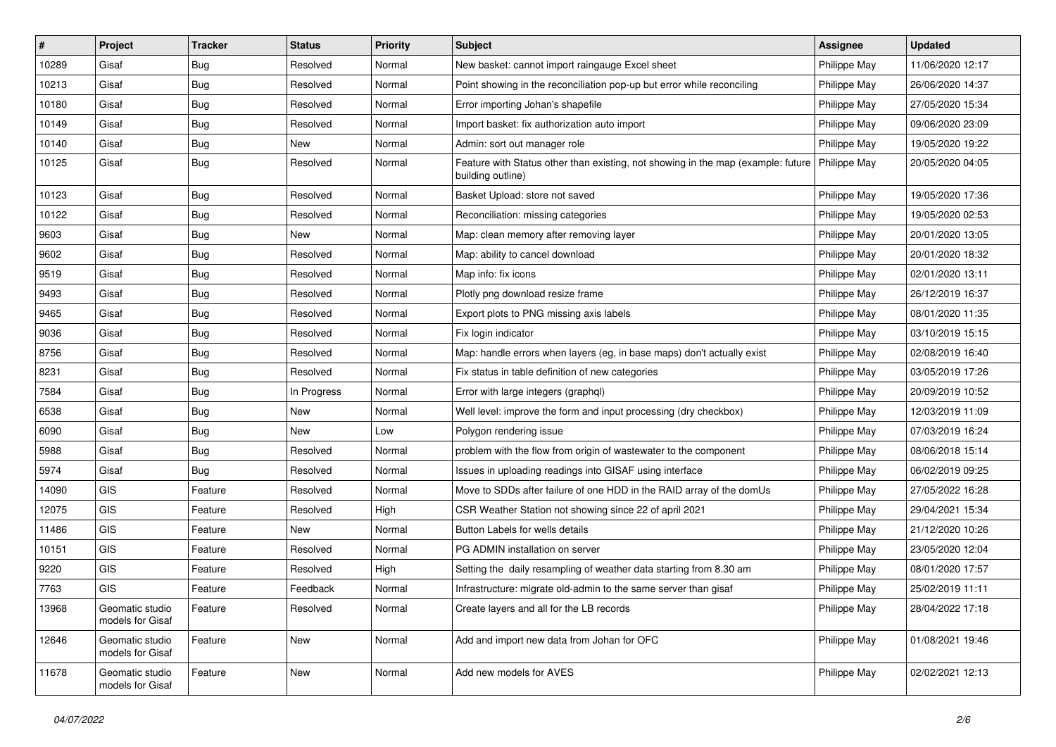| # | Project | Tracker | Status | Priority | Subject | Assignee | Updated |
|---|---|---|---|---|---|---|---|
| 10289 | Gisaf | Bug | Resolved | Normal | New basket: cannot import raingauge Excel sheet | Philippe May | 11/06/2020 12:17 |
| 10213 | Gisaf | Bug | Resolved | Normal | Point showing in the reconciliation pop-up but error while reconciling | Philippe May | 26/06/2020 14:37 |
| 10180 | Gisaf | Bug | Resolved | Normal | Error importing Johan's shapefile | Philippe May | 27/05/2020 15:34 |
| 10149 | Gisaf | Bug | Resolved | Normal | Import basket: fix authorization auto import | Philippe May | 09/06/2020 23:09 |
| 10140 | Gisaf | Bug | New | Normal | Admin: sort out manager role | Philippe May | 19/05/2020 19:22 |
| 10125 | Gisaf | Bug | Resolved | Normal | Feature with Status other than existing, not showing in the map (example: future building outline) | Philippe May | 20/05/2020 04:05 |
| 10123 | Gisaf | Bug | Resolved | Normal | Basket Upload: store not saved | Philippe May | 19/05/2020 17:36 |
| 10122 | Gisaf | Bug | Resolved | Normal | Reconciliation: missing categories | Philippe May | 19/05/2020 02:53 |
| 9603 | Gisaf | Bug | New | Normal | Map: clean memory after removing layer | Philippe May | 20/01/2020 13:05 |
| 9602 | Gisaf | Bug | Resolved | Normal | Map: ability to cancel download | Philippe May | 20/01/2020 18:32 |
| 9519 | Gisaf | Bug | Resolved | Normal | Map info: fix icons | Philippe May | 02/01/2020 13:11 |
| 9493 | Gisaf | Bug | Resolved | Normal | Plotly png download resize frame | Philippe May | 26/12/2019 16:37 |
| 9465 | Gisaf | Bug | Resolved | Normal | Export plots to PNG missing axis labels | Philippe May | 08/01/2020 11:35 |
| 9036 | Gisaf | Bug | Resolved | Normal | Fix login indicator | Philippe May | 03/10/2019 15:15 |
| 8756 | Gisaf | Bug | Resolved | Normal | Map: handle errors when layers (eg, in base maps) don't actually exist | Philippe May | 02/08/2019 16:40 |
| 8231 | Gisaf | Bug | Resolved | Normal | Fix status in table definition of new categories | Philippe May | 03/05/2019 17:26 |
| 7584 | Gisaf | Bug | In Progress | Normal | Error with large integers (graphql) | Philippe May | 20/09/2019 10:52 |
| 6538 | Gisaf | Bug | New | Normal | Well level: improve the form and input processing (dry checkbox) | Philippe May | 12/03/2019 11:09 |
| 6090 | Gisaf | Bug | New | Low | Polygon rendering issue | Philippe May | 07/03/2019 16:24 |
| 5988 | Gisaf | Bug | Resolved | Normal | problem with the flow from origin of wastewater to the component | Philippe May | 08/06/2018 15:14 |
| 5974 | Gisaf | Bug | Resolved | Normal | Issues in uploading readings into GISAF using interface | Philippe May | 06/02/2019 09:25 |
| 14090 | GIS | Feature | Resolved | Normal | Move to SDDs after failure of one HDD in the RAID array of the domUs | Philippe May | 27/05/2022 16:28 |
| 12075 | GIS | Feature | Resolved | High | CSR Weather Station not showing since 22 of april 2021 | Philippe May | 29/04/2021 15:34 |
| 11486 | GIS | Feature | New | Normal | Button Labels for wells details | Philippe May | 21/12/2020 10:26 |
| 10151 | GIS | Feature | Resolved | Normal | PG ADMIN installation on server | Philippe May | 23/05/2020 12:04 |
| 9220 | GIS | Feature | Resolved | High | Setting the daily resampling of weather data starting from 8.30 am | Philippe May | 08/01/2020 17:57 |
| 7763 | GIS | Feature | Feedback | Normal | Infrastructure: migrate old-admin to the same server than gisaf | Philippe May | 25/02/2019 11:11 |
| 13968 | Geomatic studio models for Gisaf | Feature | Resolved | Normal | Create layers and all for the LB records | Philippe May | 28/04/2022 17:18 |
| 12646 | Geomatic studio models for Gisaf | Feature | New | Normal | Add and import new data from Johan for OFC | Philippe May | 01/08/2021 19:46 |
| 11678 | Geomatic studio models for Gisaf | Feature | New | Normal | Add new models for AVES | Philippe May | 02/02/2021 12:13 |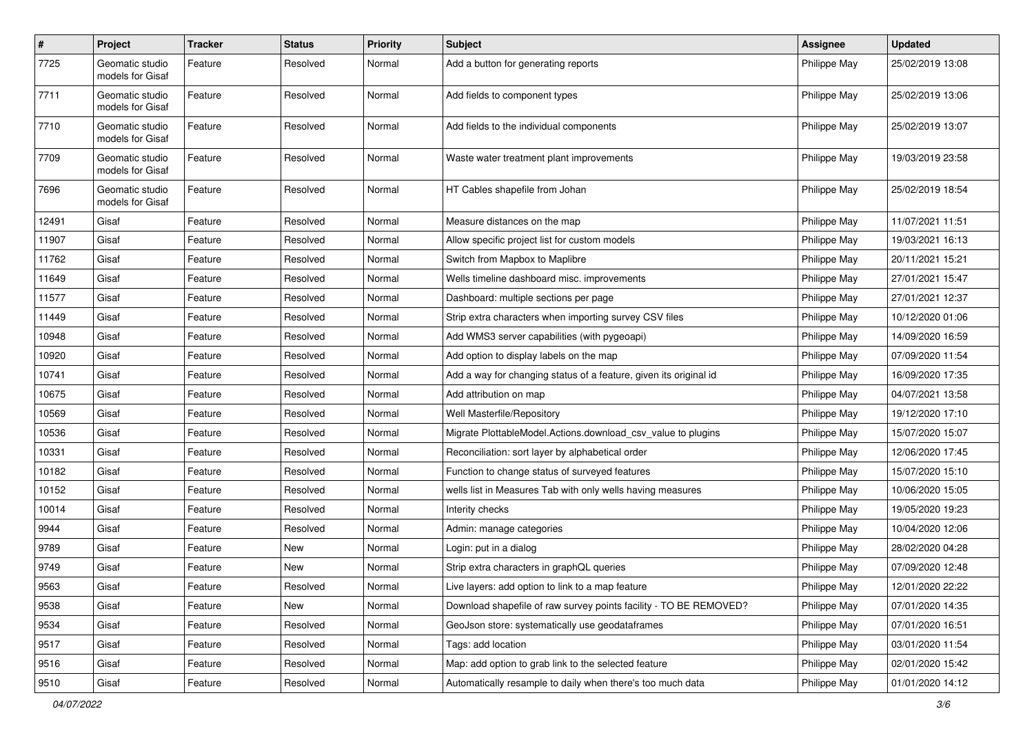| # | Project | Tracker | Status | Priority | Subject | Assignee | Updated |
|---|---|---|---|---|---|---|---|
| 7725 | Geomatic studio models for Gisaf | Feature | Resolved | Normal | Add a button for generating reports | Philippe May | 25/02/2019 13:08 |
| 7711 | Geomatic studio models for Gisaf | Feature | Resolved | Normal | Add fields to component types | Philippe May | 25/02/2019 13:06 |
| 7710 | Geomatic studio models for Gisaf | Feature | Resolved | Normal | Add fields to the individual components | Philippe May | 25/02/2019 13:07 |
| 7709 | Geomatic studio models for Gisaf | Feature | Resolved | Normal | Waste water treatment plant improvements | Philippe May | 19/03/2019 23:58 |
| 7696 | Geomatic studio models for Gisaf | Feature | Resolved | Normal | HT Cables shapefile from Johan | Philippe May | 25/02/2019 18:54 |
| 12491 | Gisaf | Feature | Resolved | Normal | Measure distances on the map | Philippe May | 11/07/2021 11:51 |
| 11907 | Gisaf | Feature | Resolved | Normal | Allow specific project list for custom models | Philippe May | 19/03/2021 16:13 |
| 11762 | Gisaf | Feature | Resolved | Normal | Switch from Mapbox to Maplibre | Philippe May | 20/11/2021 15:21 |
| 11649 | Gisaf | Feature | Resolved | Normal | Wells timeline dashboard misc. improvements | Philippe May | 27/01/2021 15:47 |
| 11577 | Gisaf | Feature | Resolved | Normal | Dashboard: multiple sections per page | Philippe May | 27/01/2021 12:37 |
| 11449 | Gisaf | Feature | Resolved | Normal | Strip extra characters when importing survey CSV files | Philippe May | 10/12/2020 01:06 |
| 10948 | Gisaf | Feature | Resolved | Normal | Add WMS3 server capabilities (with pygeoapi) | Philippe May | 14/09/2020 16:59 |
| 10920 | Gisaf | Feature | Resolved | Normal | Add option to display labels on the map | Philippe May | 07/09/2020 11:54 |
| 10741 | Gisaf | Feature | Resolved | Normal | Add a way for changing status of a feature, given its original id | Philippe May | 16/09/2020 17:35 |
| 10675 | Gisaf | Feature | Resolved | Normal | Add attribution on map | Philippe May | 04/07/2021 13:58 |
| 10569 | Gisaf | Feature | Resolved | Normal | Well Masterfile/Repository | Philippe May | 19/12/2020 17:10 |
| 10536 | Gisaf | Feature | Resolved | Normal | Migrate PlottableModel.Actions.download_csv_value to plugins | Philippe May | 15/07/2020 15:07 |
| 10331 | Gisaf | Feature | Resolved | Normal | Reconciliation: sort layer by alphabetical order | Philippe May | 12/06/2020 17:45 |
| 10182 | Gisaf | Feature | Resolved | Normal | Function to change status of surveyed features | Philippe May | 15/07/2020 15:10 |
| 10152 | Gisaf | Feature | Resolved | Normal | wells list in Measures Tab with only wells having measures | Philippe May | 10/06/2020 15:05 |
| 10014 | Gisaf | Feature | Resolved | Normal | Interity checks | Philippe May | 19/05/2020 19:23 |
| 9944 | Gisaf | Feature | Resolved | Normal | Admin: manage categories | Philippe May | 10/04/2020 12:06 |
| 9789 | Gisaf | Feature | New | Normal | Login: put in a dialog | Philippe May | 28/02/2020 04:28 |
| 9749 | Gisaf | Feature | New | Normal | Strip extra characters in graphQL queries | Philippe May | 07/09/2020 12:48 |
| 9563 | Gisaf | Feature | Resolved | Normal | Live layers: add option to link to a map feature | Philippe May | 12/01/2020 22:22 |
| 9538 | Gisaf | Feature | New | Normal | Download shapefile of raw survey points facility - TO BE REMOVED? | Philippe May | 07/01/2020 14:35 |
| 9534 | Gisaf | Feature | Resolved | Normal | GeoJson store: systematically use geodataframes | Philippe May | 07/01/2020 16:51 |
| 9517 | Gisaf | Feature | Resolved | Normal | Tags: add location | Philippe May | 03/01/2020 11:54 |
| 9516 | Gisaf | Feature | Resolved | Normal | Map: add option to grab link to the selected feature | Philippe May | 02/01/2020 15:42 |
| 9510 | Gisaf | Feature | Resolved | Normal | Automatically resample to daily when there's too much data | Philippe May | 01/01/2020 14:12 |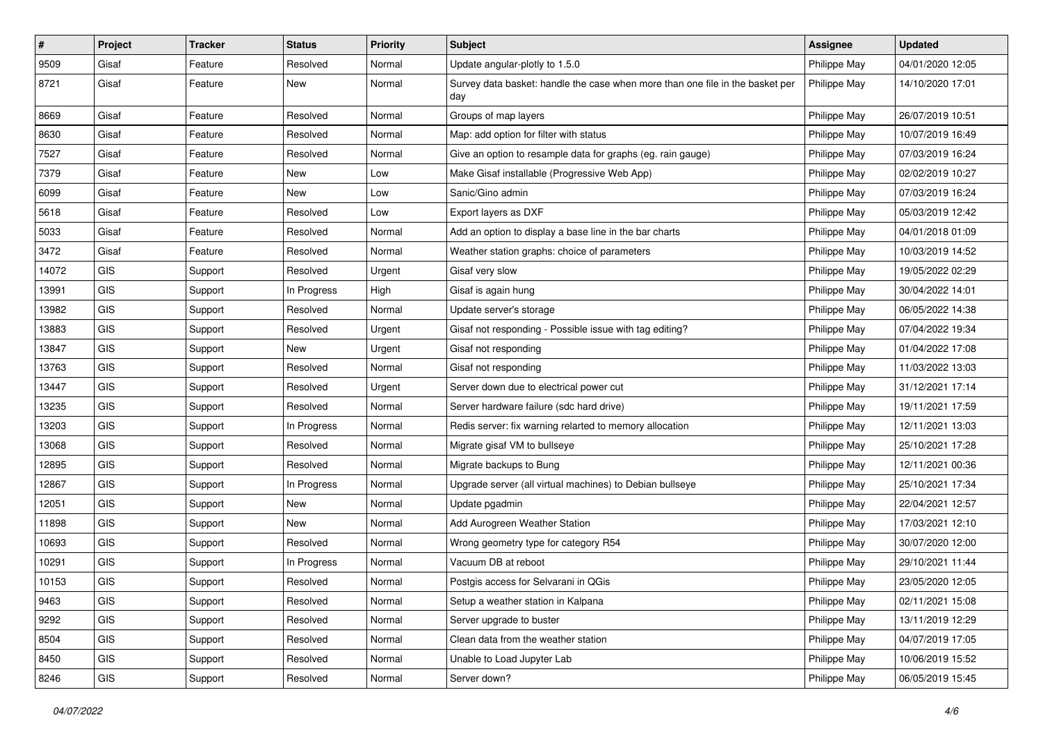| # | Project | Tracker | Status | Priority | Subject | Assignee | Updated |
|---|---|---|---|---|---|---|---|
| 9509 | Gisaf | Feature | Resolved | Normal | Update angular-plotly to 1.5.0 | Philippe May | 04/01/2020 12:05 |
| 8721 | Gisaf | Feature | New | Normal | Survey data basket: handle the case when more than one file in the basket per day | Philippe May | 14/10/2020 17:01 |
| 8669 | Gisaf | Feature | Resolved | Normal | Groups of map layers | Philippe May | 26/07/2019 10:51 |
| 8630 | Gisaf | Feature | Resolved | Normal | Map: add option for filter with status | Philippe May | 10/07/2019 16:49 |
| 7527 | Gisaf | Feature | Resolved | Normal | Give an option to resample data for graphs (eg. rain gauge) | Philippe May | 07/03/2019 16:24 |
| 7379 | Gisaf | Feature | New | Low | Make Gisaf installable (Progressive Web App) | Philippe May | 02/02/2019 10:27 |
| 6099 | Gisaf | Feature | New | Low | Sanic/Gino admin | Philippe May | 07/03/2019 16:24 |
| 5618 | Gisaf | Feature | Resolved | Low | Export layers as DXF | Philippe May | 05/03/2019 12:42 |
| 5033 | Gisaf | Feature | Resolved | Normal | Add an option to display a base line in the bar charts | Philippe May | 04/01/2018 01:09 |
| 3472 | Gisaf | Feature | Resolved | Normal | Weather station graphs: choice of parameters | Philippe May | 10/03/2019 14:52 |
| 14072 | GIS | Support | Resolved | Urgent | Gisaf very slow | Philippe May | 19/05/2022 02:29 |
| 13991 | GIS | Support | In Progress | High | Gisaf is again hung | Philippe May | 30/04/2022 14:01 |
| 13982 | GIS | Support | Resolved | Normal | Update server's storage | Philippe May | 06/05/2022 14:38 |
| 13883 | GIS | Support | Resolved | Urgent | Gisaf not responding - Possible issue with tag editing? | Philippe May | 07/04/2022 19:34 |
| 13847 | GIS | Support | New | Urgent | Gisaf not responding | Philippe May | 01/04/2022 17:08 |
| 13763 | GIS | Support | Resolved | Normal | Gisaf not responding | Philippe May | 11/03/2022 13:03 |
| 13447 | GIS | Support | Resolved | Urgent | Server down due to electrical power cut | Philippe May | 31/12/2021 17:14 |
| 13235 | GIS | Support | Resolved | Normal | Server hardware failure (sdc hard drive) | Philippe May | 19/11/2021 17:59 |
| 13203 | GIS | Support | In Progress | Normal | Redis server: fix warning relarted to memory allocation | Philippe May | 12/11/2021 13:03 |
| 13068 | GIS | Support | Resolved | Normal | Migrate gisaf VM to bullseye | Philippe May | 25/10/2021 17:28 |
| 12895 | GIS | Support | Resolved | Normal | Migrate backups to Bung | Philippe May | 12/11/2021 00:36 |
| 12867 | GIS | Support | In Progress | Normal | Upgrade server (all virtual machines) to Debian bullseye | Philippe May | 25/10/2021 17:34 |
| 12051 | GIS | Support | New | Normal | Update pgadmin | Philippe May | 22/04/2021 12:57 |
| 11898 | GIS | Support | New | Normal | Add Aurogreen Weather Station | Philippe May | 17/03/2021 12:10 |
| 10693 | GIS | Support | Resolved | Normal | Wrong geometry type for category R54 | Philippe May | 30/07/2020 12:00 |
| 10291 | GIS | Support | In Progress | Normal | Vacuum DB at reboot | Philippe May | 29/10/2021 11:44 |
| 10153 | GIS | Support | Resolved | Normal | Postgis access for Selvarani in QGis | Philippe May | 23/05/2020 12:05 |
| 9463 | GIS | Support | Resolved | Normal | Setup a weather station in Kalpana | Philippe May | 02/11/2021 15:08 |
| 9292 | GIS | Support | Resolved | Normal | Server upgrade to buster | Philippe May | 13/11/2019 12:29 |
| 8504 | GIS | Support | Resolved | Normal | Clean data from the weather station | Philippe May | 04/07/2019 17:05 |
| 8450 | GIS | Support | Resolved | Normal | Unable to Load Jupyter Lab | Philippe May | 10/06/2019 15:52 |
| 8246 | GIS | Support | Resolved | Normal | Server down? | Philippe May | 06/05/2019 15:45 |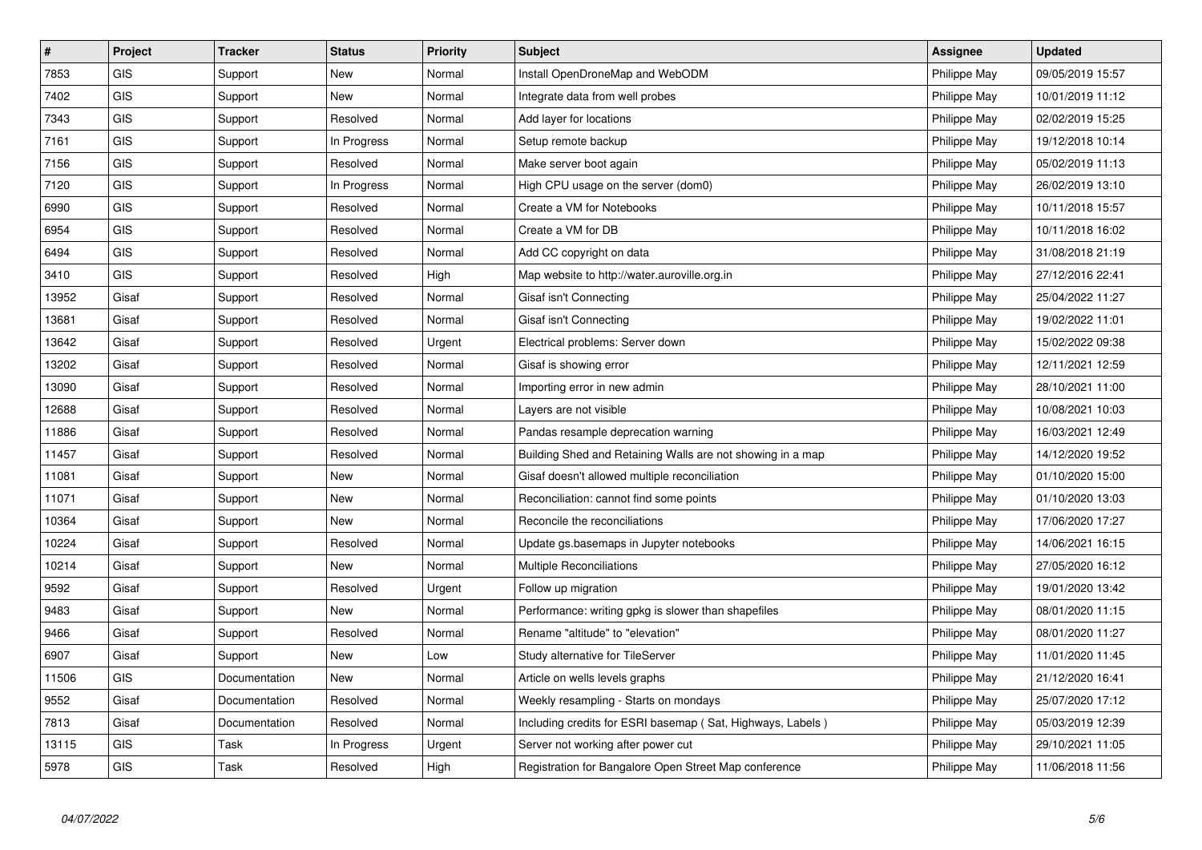| # | Project | Tracker | Status | Priority | Subject | Assignee | Updated |
|---|---|---|---|---|---|---|---|
| 7853 | GIS | Support | New | Normal | Install OpenDroneMap and WebODM | Philippe May | 09/05/2019 15:57 |
| 7402 | GIS | Support | New | Normal | Integrate data from well probes | Philippe May | 10/01/2019 11:12 |
| 7343 | GIS | Support | Resolved | Normal | Add layer for locations | Philippe May | 02/02/2019 15:25 |
| 7161 | GIS | Support | In Progress | Normal | Setup remote backup | Philippe May | 19/12/2018 10:14 |
| 7156 | GIS | Support | Resolved | Normal | Make server boot again | Philippe May | 05/02/2019 11:13 |
| 7120 | GIS | Support | In Progress | Normal | High CPU usage on the server (dom0) | Philippe May | 26/02/2019 13:10 |
| 6990 | GIS | Support | Resolved | Normal | Create a VM for Notebooks | Philippe May | 10/11/2018 15:57 |
| 6954 | GIS | Support | Resolved | Normal | Create a VM for DB | Philippe May | 10/11/2018 16:02 |
| 6494 | GIS | Support | Resolved | Normal | Add CC copyright on data | Philippe May | 31/08/2018 21:19 |
| 3410 | GIS | Support | Resolved | High | Map website to http://water.auroville.org.in | Philippe May | 27/12/2016 22:41 |
| 13952 | Gisaf | Support | Resolved | Normal | Gisaf isn't Connecting | Philippe May | 25/04/2022 11:27 |
| 13681 | Gisaf | Support | Resolved | Normal | Gisaf isn't Connecting | Philippe May | 19/02/2022 11:01 |
| 13642 | Gisaf | Support | Resolved | Urgent | Electrical problems: Server down | Philippe May | 15/02/2022 09:38 |
| 13202 | Gisaf | Support | Resolved | Normal | Gisaf is showing error | Philippe May | 12/11/2021 12:59 |
| 13090 | Gisaf | Support | Resolved | Normal | Importing error in new admin | Philippe May | 28/10/2021 11:00 |
| 12688 | Gisaf | Support | Resolved | Normal | Layers are not visible | Philippe May | 10/08/2021 10:03 |
| 11886 | Gisaf | Support | Resolved | Normal | Pandas resample deprecation warning | Philippe May | 16/03/2021 12:49 |
| 11457 | Gisaf | Support | Resolved | Normal | Building Shed and Retaining Walls are not showing in a map | Philippe May | 14/12/2020 19:52 |
| 11081 | Gisaf | Support | New | Normal | Gisaf doesn't allowed multiple reconciliation | Philippe May | 01/10/2020 15:00 |
| 11071 | Gisaf | Support | New | Normal | Reconciliation: cannot find some points | Philippe May | 01/10/2020 13:03 |
| 10364 | Gisaf | Support | New | Normal | Reconcile the reconciliations | Philippe May | 17/06/2020 17:27 |
| 10224 | Gisaf | Support | Resolved | Normal | Update gs.basemaps in Jupyter notebooks | Philippe May | 14/06/2021 16:15 |
| 10214 | Gisaf | Support | New | Normal | Multiple Reconciliations | Philippe May | 27/05/2020 16:12 |
| 9592 | Gisaf | Support | Resolved | Urgent | Follow up migration | Philippe May | 19/01/2020 13:42 |
| 9483 | Gisaf | Support | New | Normal | Performance: writing gpkg is slower than shapefiles | Philippe May | 08/01/2020 11:15 |
| 9466 | Gisaf | Support | Resolved | Normal | Rename "altitude" to "elevation" | Philippe May | 08/01/2020 11:27 |
| 6907 | Gisaf | Support | New | Low | Study alternative for TileServer | Philippe May | 11/01/2020 11:45 |
| 11506 | GIS | Documentation | New | Normal | Article on wells levels graphs | Philippe May | 21/12/2020 16:41 |
| 9552 | Gisaf | Documentation | Resolved | Normal | Weekly resampling - Starts on mondays | Philippe May | 25/07/2020 17:12 |
| 7813 | Gisaf | Documentation | Resolved | Normal | Including credits for ESRI basemap ( Sat, Highways, Labels ) | Philippe May | 05/03/2019 12:39 |
| 13115 | GIS | Task | In Progress | Urgent | Server not working after power cut | Philippe May | 29/10/2021 11:05 |
| 5978 | GIS | Task | Resolved | High | Registration for Bangalore Open Street Map conference | Philippe May | 11/06/2018 11:56 |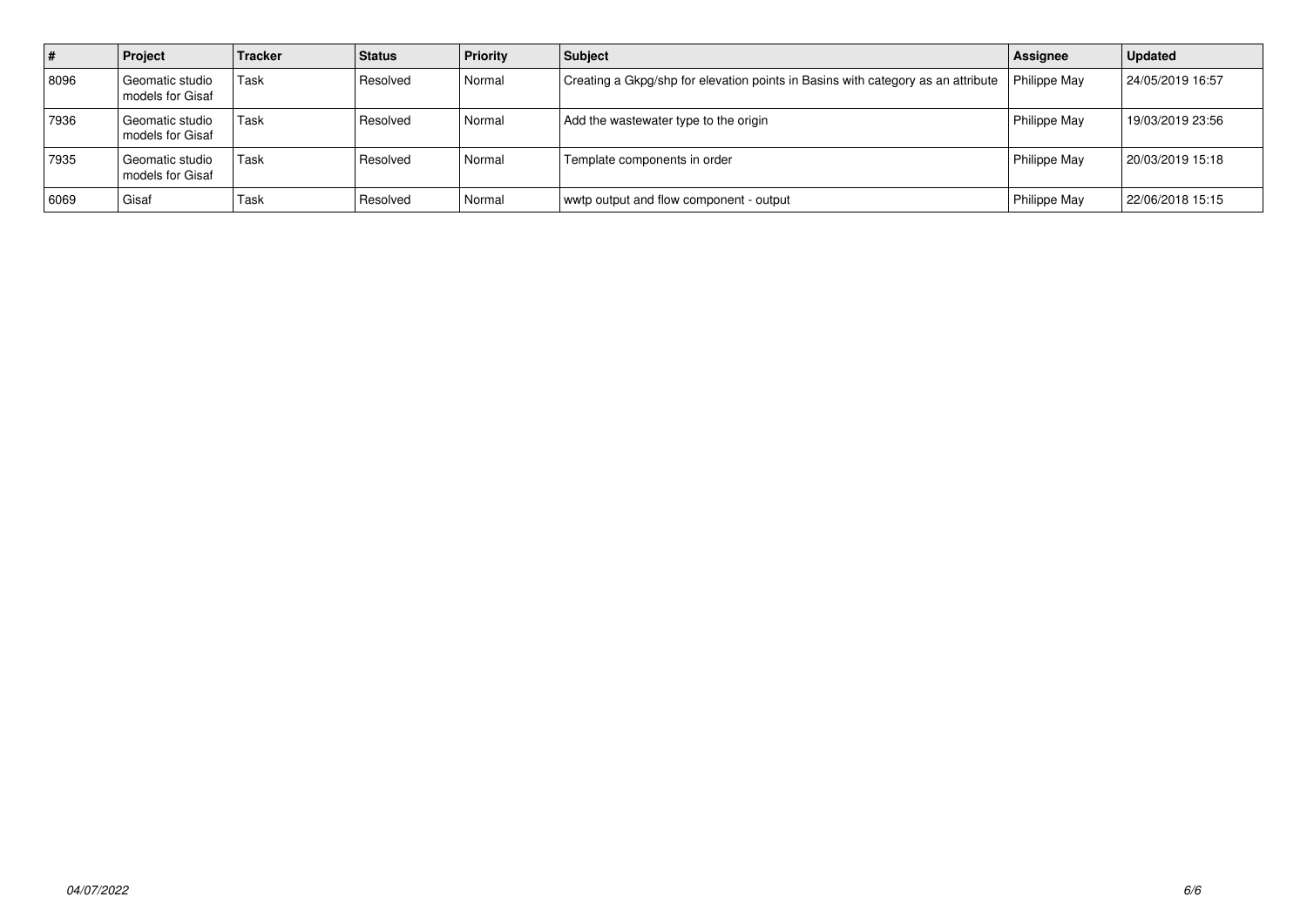| # | Project | Tracker | Status | Priority | Subject | Assignee | Updated |
|---|---|---|---|---|---|---|---|
| 8096 | Geomatic studio models for Gisaf | Task | Resolved | Normal | Creating a Gkpg/shp for elevation points in Basins with category as an attribute | Philippe May | 24/05/2019 16:57 |
| 7936 | Geomatic studio models for Gisaf | Task | Resolved | Normal | Add the wastewater type to the origin | Philippe May | 19/03/2019 23:56 |
| 7935 | Geomatic studio models for Gisaf | Task | Resolved | Normal | Template components in order | Philippe May | 20/03/2019 15:18 |
| 6069 | Gisaf | Task | Resolved | Normal | wwtp output and flow component - output | Philippe May | 22/06/2018 15:15 |

*04/07/2022*